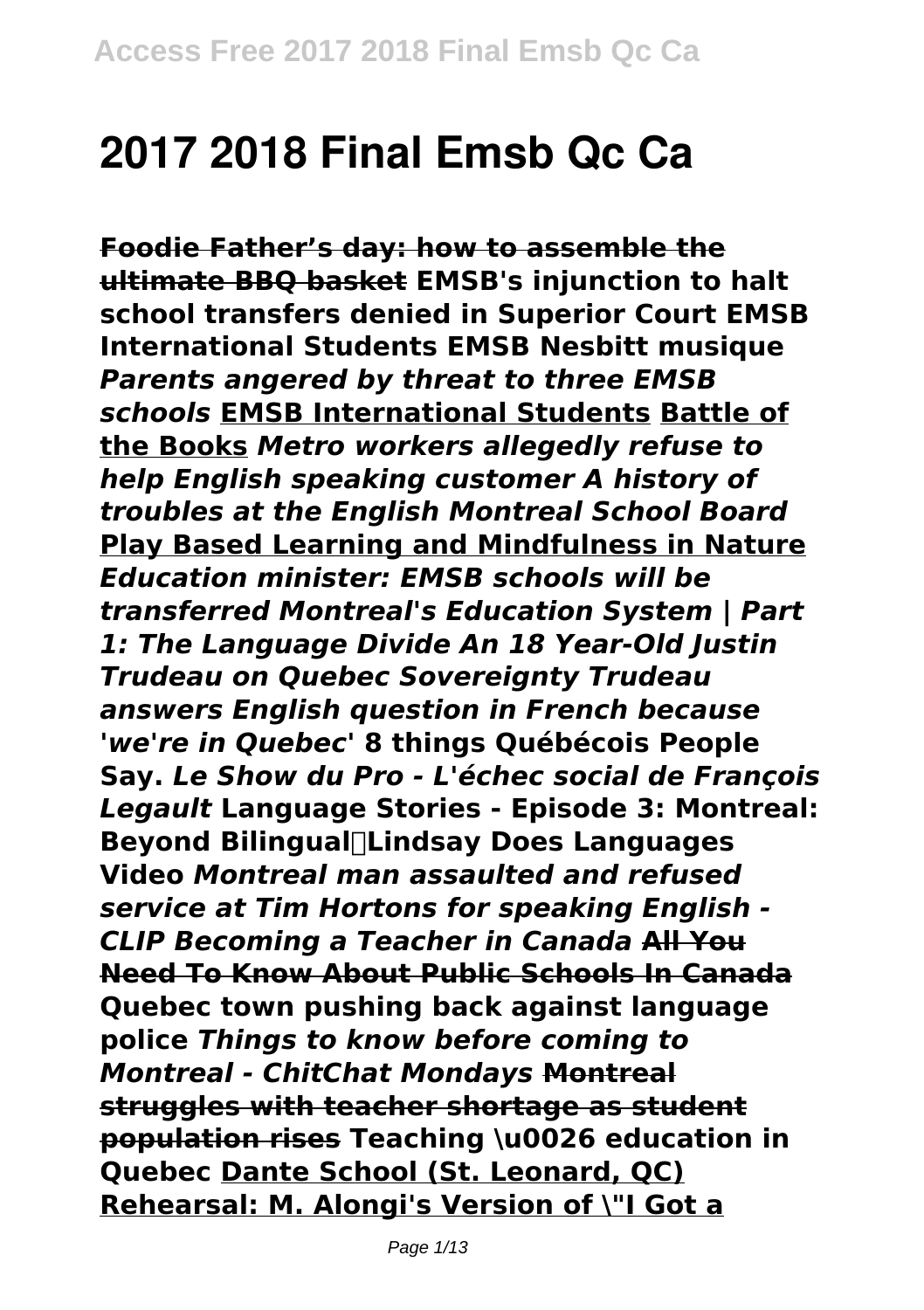# 2017 2018 Final Emsb Qc Ca

**~~Foodie Father's day: how to assemble the ultimate BBQ basket~~ EMSB's injunction to halt school transfers denied in Superior Court EMSB International Students EMSB Nesbitt musique** ***Parents angered by threat to three EMSB schools*** **EMSB International Students Battle of the Books** ***Metro workers allegedly refuse to help English speaking customer A history of troubles at the English Montreal School Board*** **Play Based Learning and Mindfulness in Nature** ***Education minister: EMSB schools will be transferred Montreal's Education System | Part 1: The Language Divide An 18 Year-Old Justin Trudeau on Quebec Sovereignty Trudeau answers English question in French because 'we're in Quebec'*** **8 things Québécois People Say.** ***Le Show du Pro - L'échec social de François Legault*** **Language Stories - Episode 3: Montreal: Beyond Bilingual⎪Lindsay Does Languages Video** ***Montreal man assaulted and refused service at Tim Hortons for speaking English - CLIP Becoming a Teacher in Canada*** **~~All You Need To Know About Public Schools In Canada~~ Quebec town pushing back against language police** ***Things to know before coming to Montreal - ChitChat Mondays*** **~~Montreal struggles with teacher shortage as student population rises~~ Teaching \u0026 education in Quebec Dante School (St. Leonard, QC) Rehearsal: M. Alongi's Version of \"I Got a**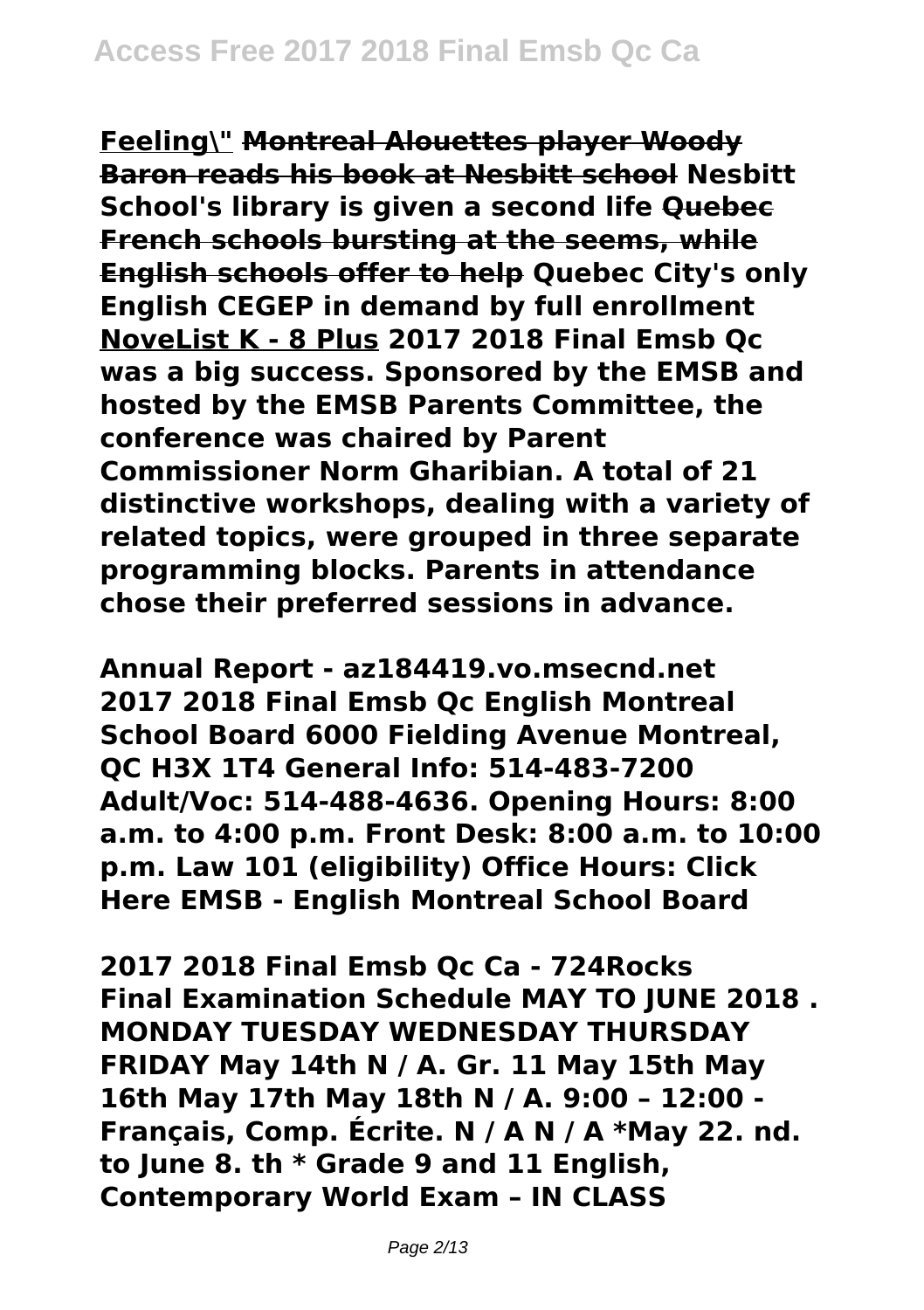**Feeling\" ~~Montreal Alouettes player Woody Baron reads his book at Nesbitt school~~ Nesbitt School's library is given a second life ~~Quebec French schools bursting at the seems, while English schools offer to help~~ Quebec City's only English CEGEP in demand by full enrollment** **NoveList K - 8 Plus** **2017 2018 Final Emsb Qc was a big success. Sponsored by the EMSB and hosted by the EMSB Parents Committee, the conference was chaired by Parent Commissioner Norm Gharibian. A total of 21 distinctive workshops, dealing with a variety of related topics, were grouped in three separate programming blocks. Parents in attendance chose their preferred sessions in advance.**

**Annual Report - az184419.vo.msecnd.net 2017 2018 Final Emsb Qc English Montreal School Board 6000 Fielding Avenue Montreal, QC H3X 1T4 General Info: 514-483-7200 Adult/Voc: 514-488-4636. Opening Hours: 8:00 a.m. to 4:00 p.m. Front Desk: 8:00 a.m. to 10:00 p.m. Law 101 (eligibility) Office Hours: Click Here EMSB - English Montreal School Board**

**2017 2018 Final Emsb Qc Ca - 724Rocks Final Examination Schedule MAY TO JUNE 2018 . MONDAY TUESDAY WEDNESDAY THURSDAY FRIDAY May 14th N / A. Gr. 11 May 15th May 16th May 17th May 18th N / A. 9:00 – 12:00 - Français, Comp. Écrite. N / A N / A *May 22. nd. to June 8. th * Grade 9 and 11 English, Contemporary World Exam – IN CLASS**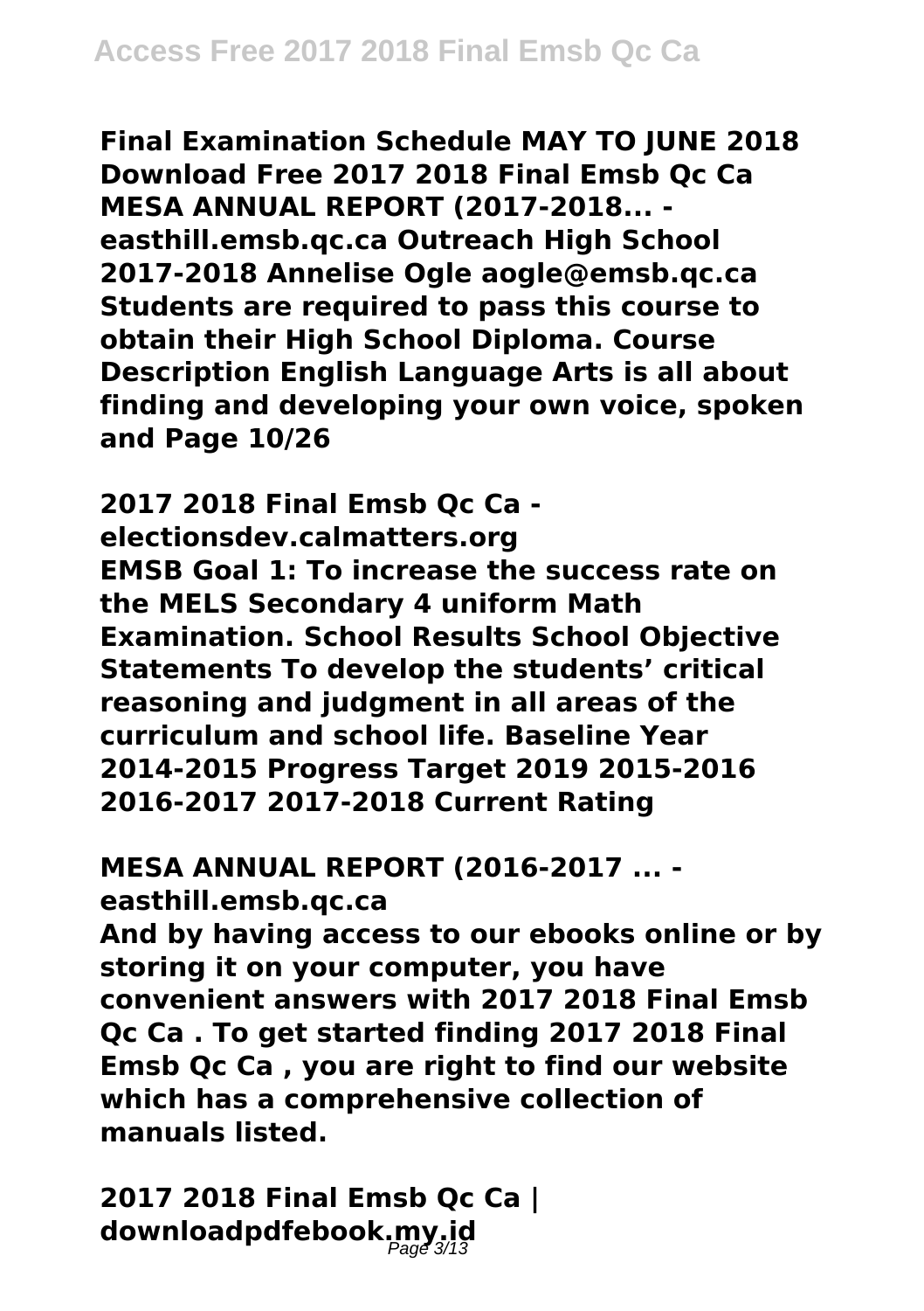**Final Examination Schedule MAY TO JUNE 2018 Download Free 2017 2018 Final Emsb Qc Ca MESA ANNUAL REPORT (2017-2018... - easthill.emsb.qc.ca Outreach High School 2017-2018 Annelise Ogle aogle@emsb.qc.ca Students are required to pass this course to obtain their High School Diploma. Course Description English Language Arts is all about finding and developing your own voice, spoken and Page 10/26**

**2017 2018 Final Emsb Qc Ca - electionsdev.calmatters.org**

**EMSB Goal 1: To increase the success rate on the MELS Secondary 4 uniform Math Examination. School Results School Objective Statements To develop the students' critical reasoning and judgment in all areas of the curriculum and school life. Baseline Year 2014-2015 Progress Target 2019 2015-2016 2016-2017 2017-2018 Current Rating**

**MESA ANNUAL REPORT (2016-2017 ... - easthill.emsb.qc.ca**

**And by having access to our ebooks online or by storing it on your computer, you have convenient answers with 2017 2018 Final Emsb Qc Ca . To get started finding 2017 2018 Final Emsb Qc Ca , you are right to find our website which has a comprehensive collection of manuals listed.**

**2017 2018 Final Emsb Qc Ca | downloadpdfebook.my.id**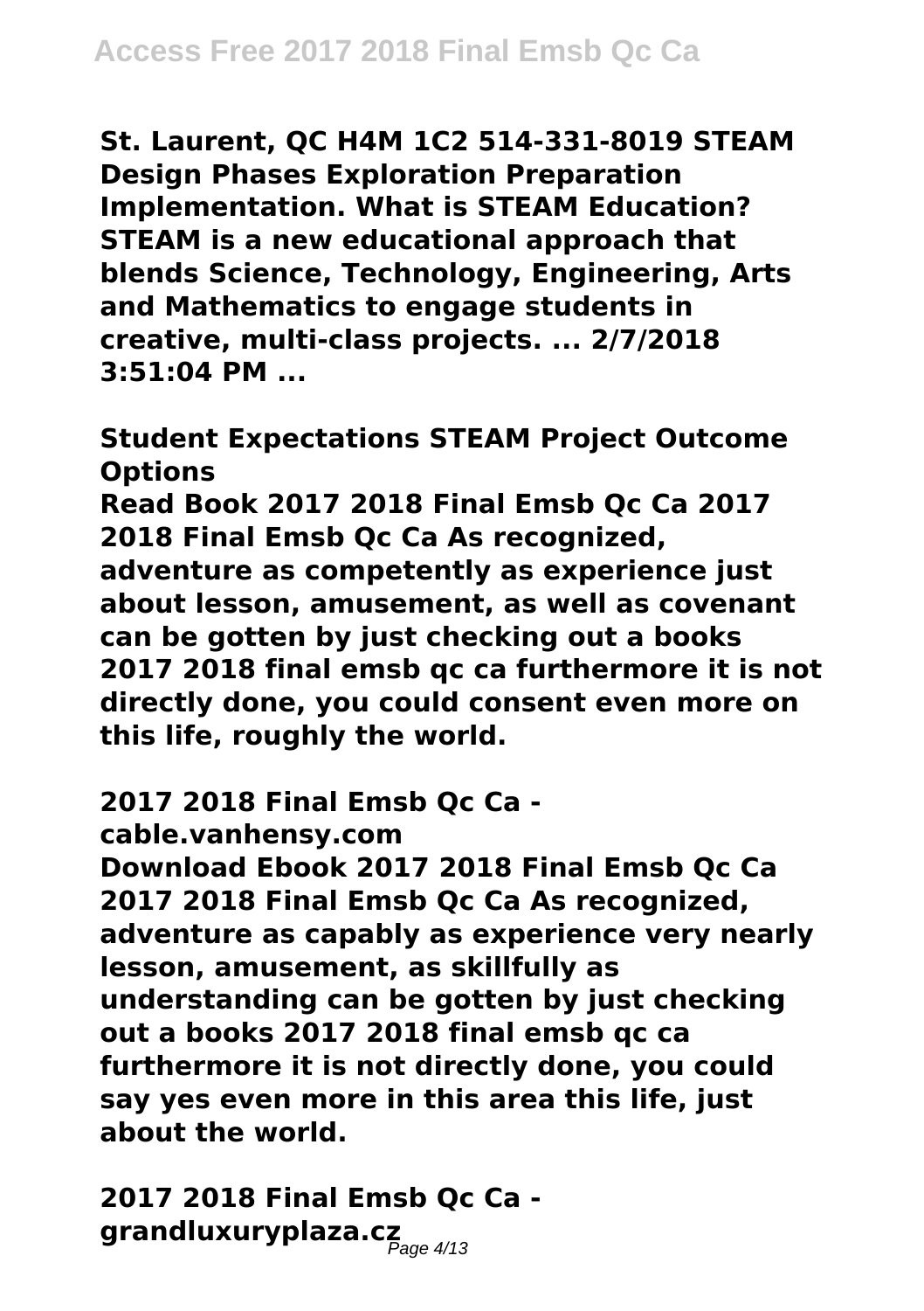St. Laurent, QC H4M 1C2 514-331-8019 STEAM Design Phases Exploration Preparation Implementation. What is STEAM Education? STEAM is a new educational approach that blends Science, Technology, Engineering, Arts and Mathematics to engage students in creative, multi-class projects. ... 2/7/2018 3:51:04 PM ...

## Student Expectations STEAM Project Outcome Options

Read Book 2017 2018 Final Emsb Qc Ca 2017 2018 Final Emsb Qc Ca As recognized, adventure as competently as experience just about lesson, amusement, as well as covenant can be gotten by just checking out a books 2017 2018 final emsb qc ca furthermore it is not directly done, you could consent even more on this life, roughly the world.

## 2017 2018 Final Emsb Qc Ca - cable.vanhensy.com

Download Ebook 2017 2018 Final Emsb Qc Ca 2017 2018 Final Emsb Qc Ca As recognized, adventure as capably as experience very nearly lesson, amusement, as skillfully as understanding can be gotten by just checking out a books 2017 2018 final emsb qc ca furthermore it is not directly done, you could say yes even more in this area this life, just about the world.

## 2017 2018 Final Emsb Qc Ca - grandluxuryplaza.cz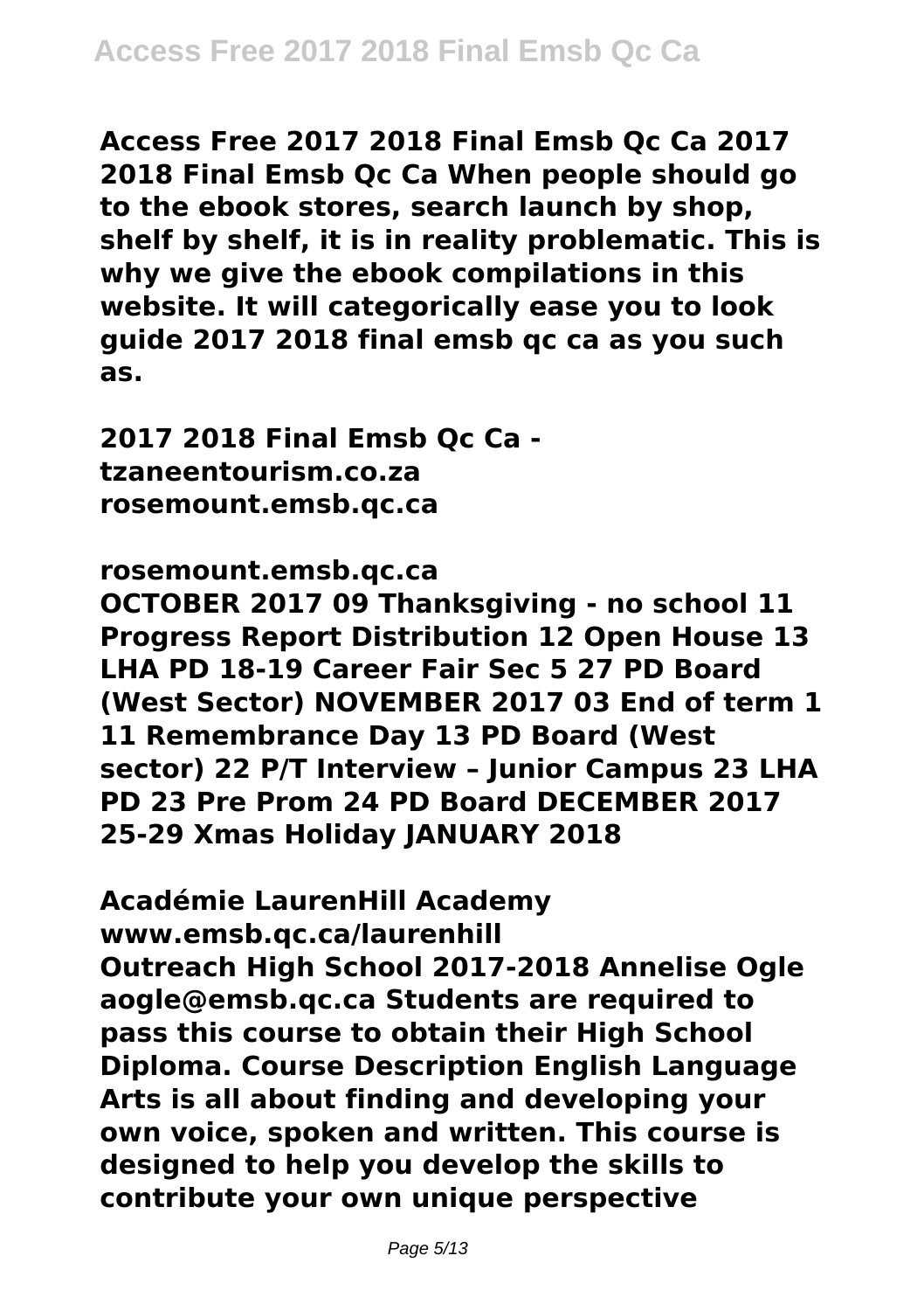**Access Free 2017 2018 Final Emsb Qc Ca 2017 2018 Final Emsb Qc Ca When people should go to the ebook stores, search launch by shop, shelf by shelf, it is in reality problematic. This is why we give the ebook compilations in this website. It will categorically ease you to look guide 2017 2018 final emsb qc ca as you such as.**

**2017 2018 Final Emsb Qc Ca - tzaneentourism.co.za**
**rosemount.emsb.qc.ca**

**rosemount.emsb.qc.ca**
**OCTOBER 2017 09 Thanksgiving - no school 11 Progress Report Distribution 12 Open House 13 LHA PD 18-19 Career Fair Sec 5 27 PD Board (West Sector) NOVEMBER 2017 03 End of term 1 11 Remembrance Day 13 PD Board (West sector) 22 P/T Interview – Junior Campus 23 LHA PD 23 Pre Prom 24 PD Board DECEMBER 2017 25-29 Xmas Holiday JANUARY 2018**

**Académie LaurenHill Academy**
**www.emsb.qc.ca/laurenhill**
**Outreach High School 2017-2018 Annelise Ogle aogle@emsb.qc.ca Students are required to pass this course to obtain their High School Diploma. Course Description English Language Arts is all about finding and developing your own voice, spoken and written. This course is designed to help you develop the skills to contribute your own unique perspective**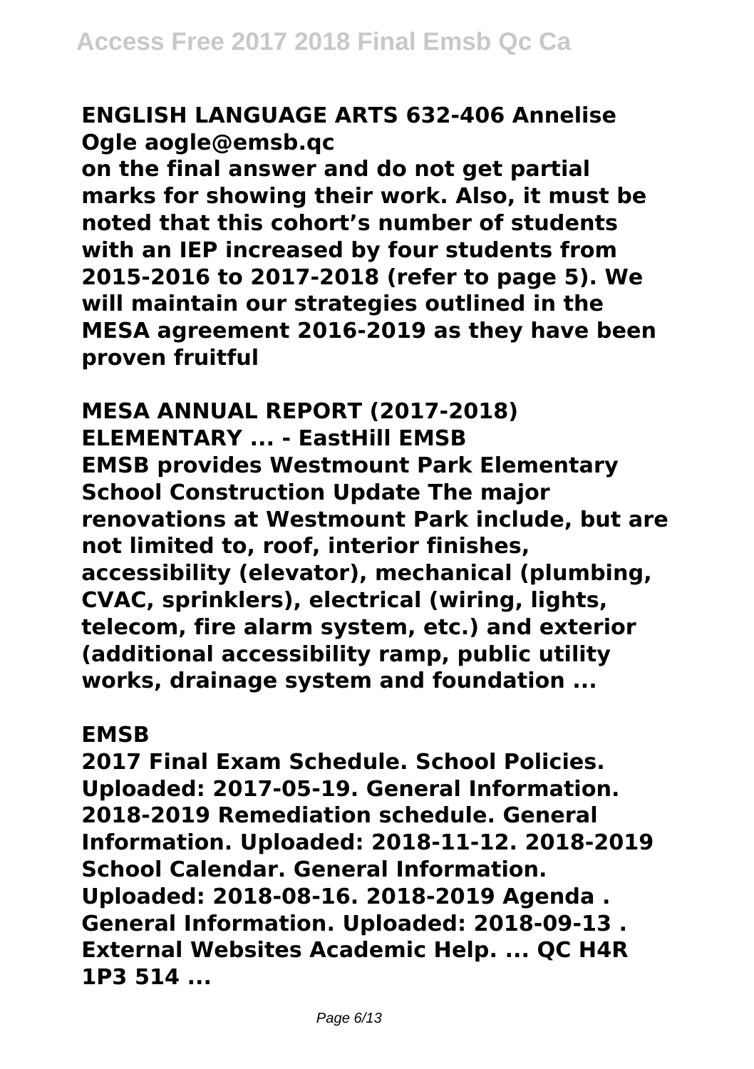**ENGLISH LANGUAGE ARTS 632-406 Annelise Ogle aogle@emsb.qc**

**on the final answer and do not get partial marks for showing their work. Also, it must be noted that this cohort's number of students with an IEP increased by four students from 2015-2016 to 2017-2018 (refer to page 5). We will maintain our strategies outlined in the MESA agreement 2016-2019 as they have been proven fruitful**

**MESA ANNUAL REPORT (2017-2018) ELEMENTARY ... - EastHill EMSB**

**EMSB provides Westmount Park Elementary School Construction Update The major renovations at Westmount Park include, but are not limited to, roof, interior finishes, accessibility (elevator), mechanical (plumbing, CVAC, sprinklers), electrical (wiring, lights, telecom, fire alarm system, etc.) and exterior (additional accessibility ramp, public utility works, drainage system and foundation ...**

**EMSB**

**2017 Final Exam Schedule. School Policies. Uploaded: 2017-05-19. General Information. 2018-2019 Remediation schedule. General Information. Uploaded: 2018-11-12. 2018-2019 School Calendar. General Information. Uploaded: 2018-08-16. 2018-2019 Agenda . General Information. Uploaded: 2018-09-13 . External Websites Academic Help. ... QC H4R 1P3 514 ...**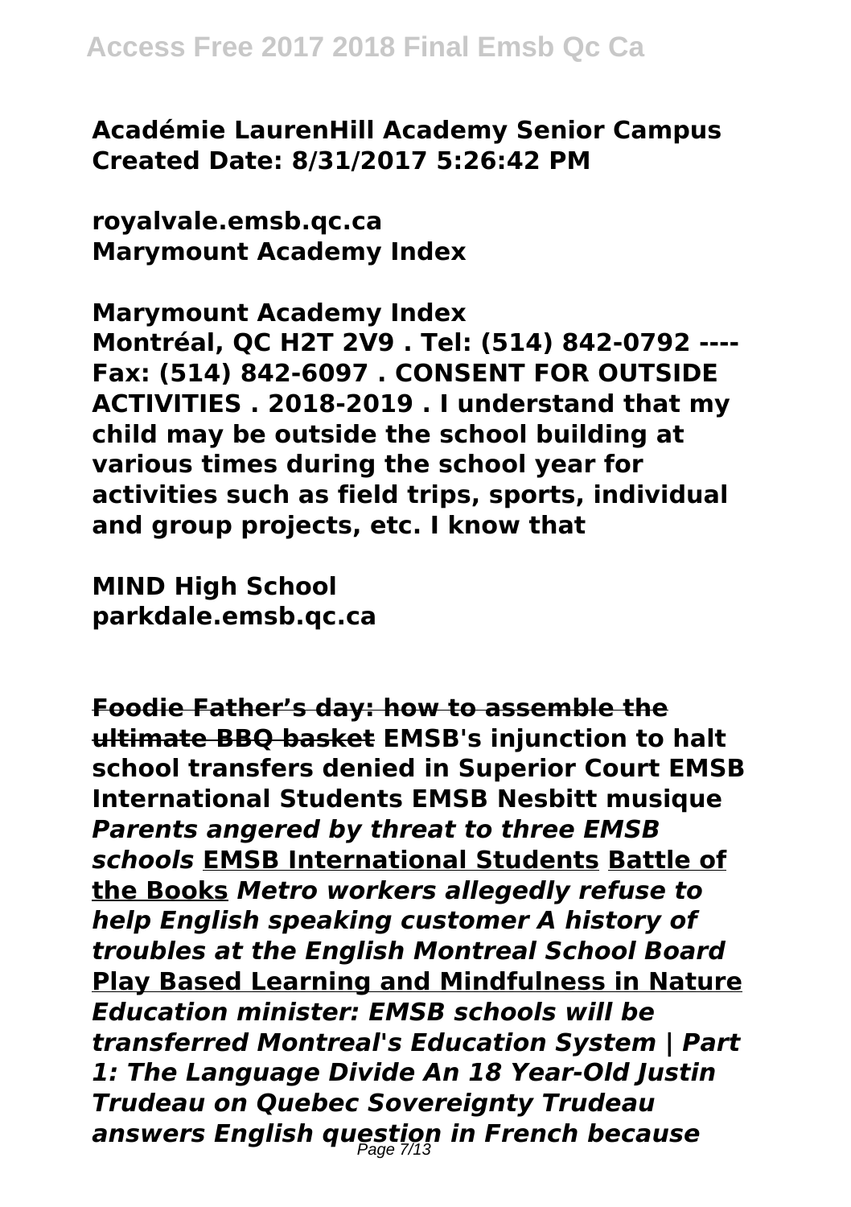**Académie LaurenHill Academy Senior Campus Created Date: 8/31/2017 5:26:42 PM**

**royalvale.emsb.qc.ca**
**Marymount Academy Index**

**Marymount Academy Index**
**Montréal, QC H2T 2V9 . Tel: (514) 842-0792 ---- Fax: (514) 842-6097 . CONSENT FOR OUTSIDE ACTIVITIES . 2018-2019 . I understand that my child may be outside the school building at various times during the school year for activities such as field trips, sports, individual and group projects, etc. I know that**

**MIND High School**
**parkdale.emsb.qc.ca**

**Foodie Father's day: how to assemble the ultimate BBQ basket** **EMSB's injunction to halt school transfers denied in Superior Court EMSB International Students EMSB Nesbitt musique** ***Parents angered by threat to three EMSB schools*** **EMSB International Students** **Battle of the Books** ***Metro workers allegedly refuse to help English speaking customer A history of troubles at the English Montreal School Board*** **Play Based Learning and Mindfulness in Nature** ***Education minister: EMSB schools will be transferred Montreal's Education System | Part 1: The Language Divide An 18 Year-Old Justin Trudeau on Quebec Sovereignty Trudeau answers English question in French because***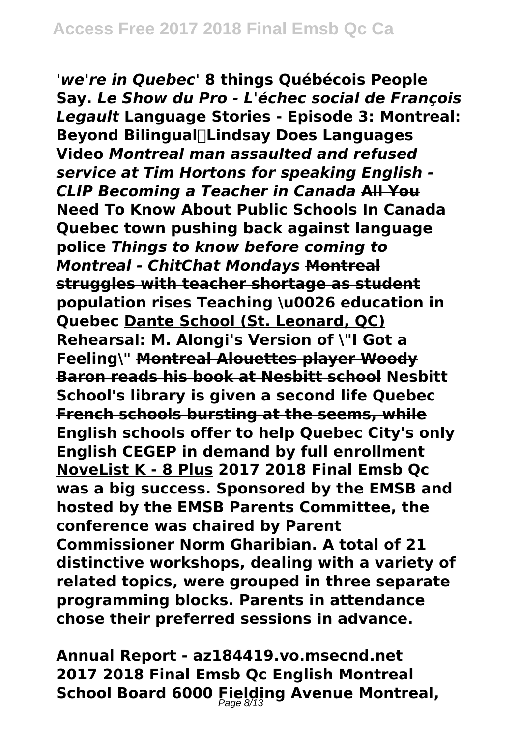***'we're in Quebec'* 8 things Québécois People Say.** ***Le Show du Pro - L'échec social de François Legault*** **Language Stories - Episode 3: Montreal: Beyond Bilingual∣Lindsay Does Languages Video** ***Montreal man assaulted and refused service at Tim Hortons for speaking English - CLIP*** ***Becoming a Teacher in Canada*** **All You Need To Know About Public Schools In Canada** **Quebec town pushing back against language police** ***Things to know before coming to Montreal - ChitChat Mondays*** **Montreal struggles with teacher shortage as student population rises** **Teaching \u0026 education in Quebec** **Dante School (St. Leonard, QC) Rehearsal: M. Alongi's Version of \"I Got a Feeling\"** **Montreal Alouettes player Woody Baron reads his book at Nesbitt school** **Nesbitt School's library is given a second life** **Quebec French schools bursting at the seems, while English schools offer to help** **Quebec City's only English CEGEP in demand by full enrollment** **NoveList K - 8 Plus** **2017 2018 Final Emsb Qc was a big success. Sponsored by the EMSB and hosted by the EMSB Parents Committee, the conference was chaired by Parent Commissioner Norm Gharibian. A total of 21 distinctive workshops, dealing with a variety of related topics, were grouped in three separate programming blocks. Parents in attendance chose their preferred sessions in advance.**

**Annual Report - az184419.vo.msecnd.net**
**2017 2018 Final Emsb Qc English Montreal School Board 6000 Fielding Avenue Montreal,**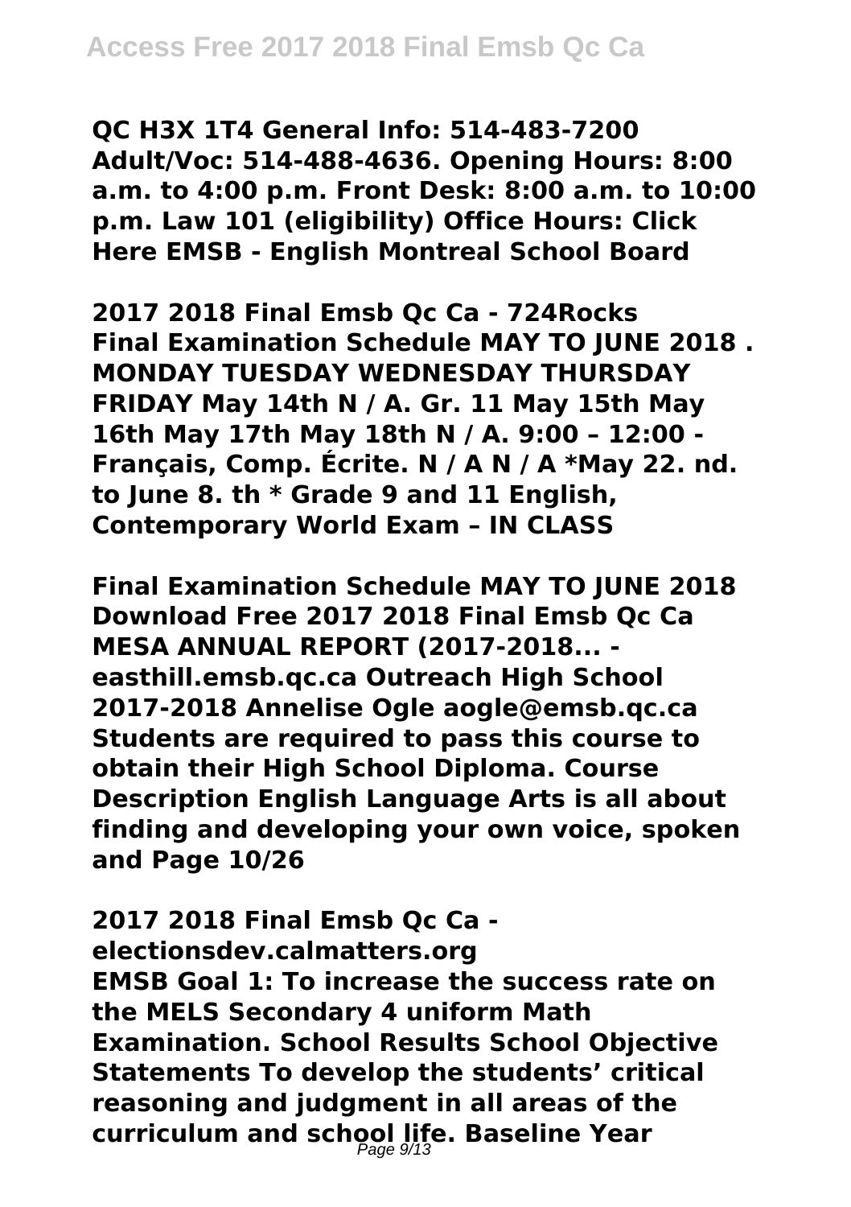QC H3X 1T4 General Info: 514-483-7200 Adult/Voc: 514-488-4636. Opening Hours: 8:00 a.m. to 4:00 p.m. Front Desk: 8:00 a.m. to 10:00 p.m. Law 101 (eligibility) Office Hours: Click Here EMSB - English Montreal School Board

**2017 2018 Final Emsb Qc Ca - 724Rocks**

Final Examination Schedule MAY TO JUNE 2018 . MONDAY TUESDAY WEDNESDAY THURSDAY FRIDAY May 14th N / A. Gr. 11 May 15th May 16th May 17th May 18th N / A. 9:00 – 12:00 - Français, Comp. Écrite. N / A N / A *May 22. nd. to June 8. th * Grade 9 and 11 English, Contemporary World Exam – IN CLASS

**Final Examination Schedule MAY TO JUNE 2018**

Download Free 2017 2018 Final Emsb Qc Ca MESA ANNUAL REPORT (2017-2018... - easthill.emsb.qc.ca Outreach High School 2017-2018 Annelise Ogle aogle@emsb.qc.ca Students are required to pass this course to obtain their High School Diploma. Course Description English Language Arts is all about finding and developing your own voice, spoken and Page 10/26

**2017 2018 Final Emsb Qc Ca - electionsdev.calmatters.org**

EMSB Goal 1: To increase the success rate on the MELS Secondary 4 uniform Math Examination. School Results School Objective Statements To develop the students' critical reasoning and judgment in all areas of the curriculum and school life. Baseline Year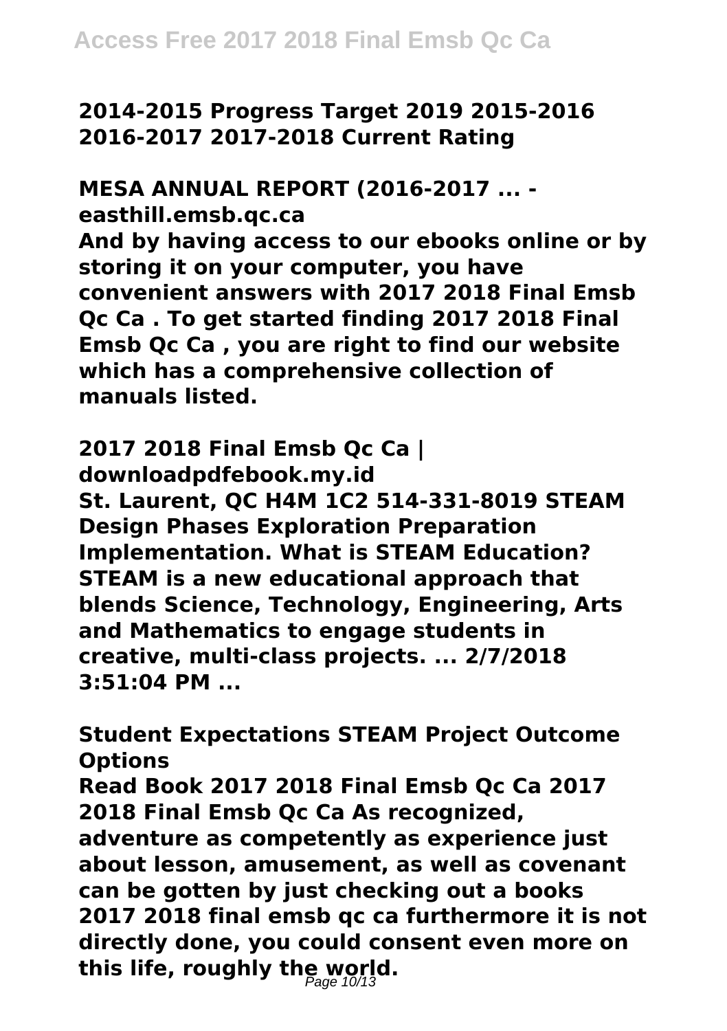**2014-2015 Progress Target 2019 2015-2016 2016-2017 2017-2018 Current Rating**

**MESA ANNUAL REPORT (2016-2017 ... - easthill.emsb.qc.ca**

**And by having access to our ebooks online or by storing it on your computer, you have convenient answers with 2017 2018 Final Emsb Qc Ca . To get started finding 2017 2018 Final Emsb Qc Ca , you are right to find our website which has a comprehensive collection of manuals listed.**

**2017 2018 Final Emsb Qc Ca | downloadpdfebook.my.id**

**St. Laurent, QC H4M 1C2 514-331-8019 STEAM Design Phases Exploration Preparation Implementation. What is STEAM Education? STEAM is a new educational approach that blends Science, Technology, Engineering, Arts and Mathematics to engage students in creative, multi-class projects. ... 2/7/2018 3:51:04 PM ...**

**Student Expectations STEAM Project Outcome Options**

**Read Book 2017 2018 Final Emsb Qc Ca 2017 2018 Final Emsb Qc Ca As recognized, adventure as competently as experience just about lesson, amusement, as well as covenant can be gotten by just checking out a books 2017 2018 final emsb qc ca furthermore it is not directly done, you could consent even more on this life, roughly the world.**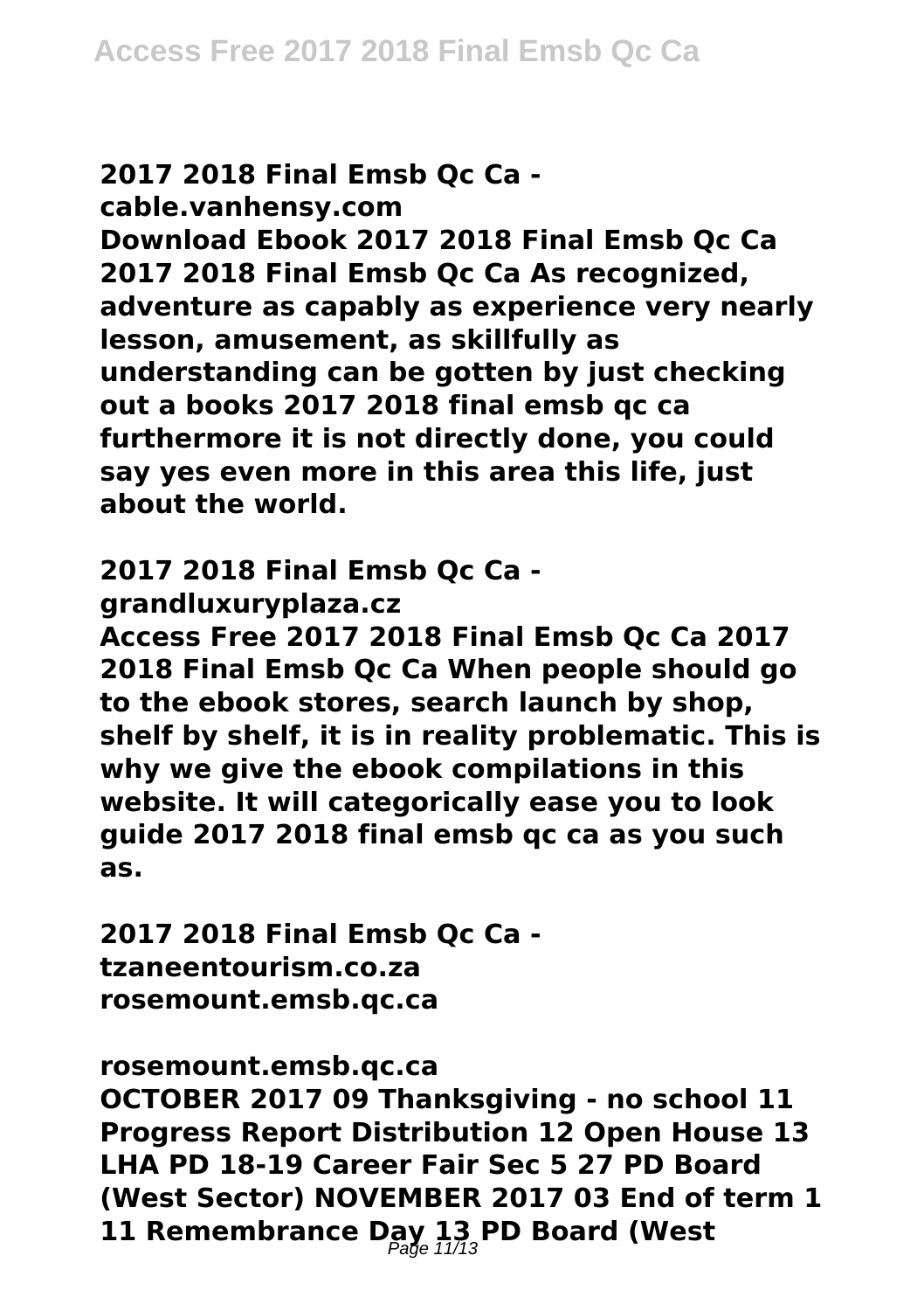**2017 2018 Final Emsb Qc Ca - cable.vanhensy.com**

**Download Ebook 2017 2018 Final Emsb Qc Ca 2017 2018 Final Emsb Qc Ca As recognized, adventure as capably as experience very nearly lesson, amusement, as skillfully as understanding can be gotten by just checking out a books 2017 2018 final emsb qc ca furthermore it is not directly done, you could say yes even more in this area this life, just about the world.**

**2017 2018 Final Emsb Qc Ca - grandluxuryplaza.cz**

**Access Free 2017 2018 Final Emsb Qc Ca 2017 2018 Final Emsb Qc Ca When people should go to the ebook stores, search launch by shop, shelf by shelf, it is in reality problematic. This is why we give the ebook compilations in this website. It will categorically ease you to look guide 2017 2018 final emsb qc ca as you such as.**

**2017 2018 Final Emsb Qc Ca - tzaneentourism.co.za**
**rosemount.emsb.qc.ca**

**rosemount.emsb.qc.ca**

**OCTOBER 2017 09 Thanksgiving - no school 11 Progress Report Distribution 12 Open House 13 LHA PD 18-19 Career Fair Sec 5 27 PD Board (West Sector) NOVEMBER 2017 03 End of term 1 11 Remembrance Day 13 PD Board (West**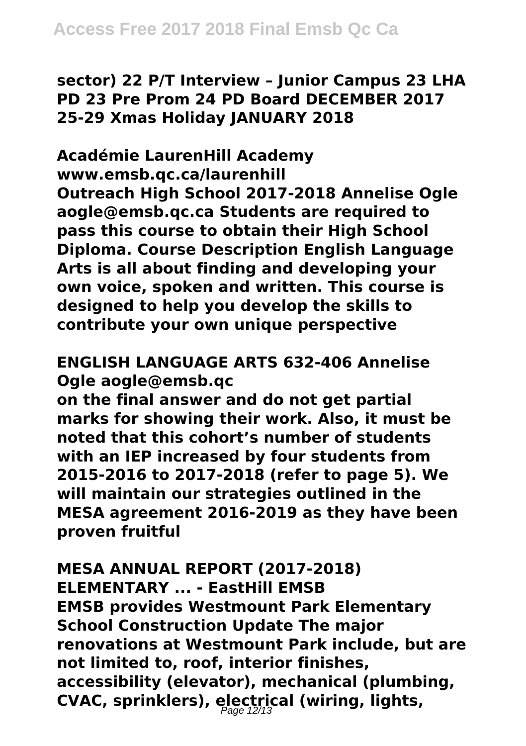**sector) 22 P/T Interview – Junior Campus 23 LHA PD 23 Pre Prom 24 PD Board DECEMBER 2017 25-29 Xmas Holiday JANUARY 2018**

**Académie LaurenHill Academy www.emsb.qc.ca/laurenhill**

**Outreach High School 2017-2018 Annelise Ogle aogle@emsb.qc.ca Students are required to pass this course to obtain their High School Diploma. Course Description English Language Arts is all about finding and developing your own voice, spoken and written. This course is designed to help you develop the skills to contribute your own unique perspective**

**ENGLISH LANGUAGE ARTS 632-406 Annelise Ogle aogle@emsb.qc**

**on the final answer and do not get partial marks for showing their work. Also, it must be noted that this cohort's number of students with an IEP increased by four students from 2015-2016 to 2017-2018 (refer to page 5). We will maintain our strategies outlined in the MESA agreement 2016-2019 as they have been proven fruitful**

**MESA ANNUAL REPORT (2017-2018) ELEMENTARY ... - EastHill EMSB**

**EMSB provides Westmount Park Elementary School Construction Update The major renovations at Westmount Park include, but are not limited to, roof, interior finishes, accessibility (elevator), mechanical (plumbing, CVAC, sprinklers), electrical (wiring, lights,**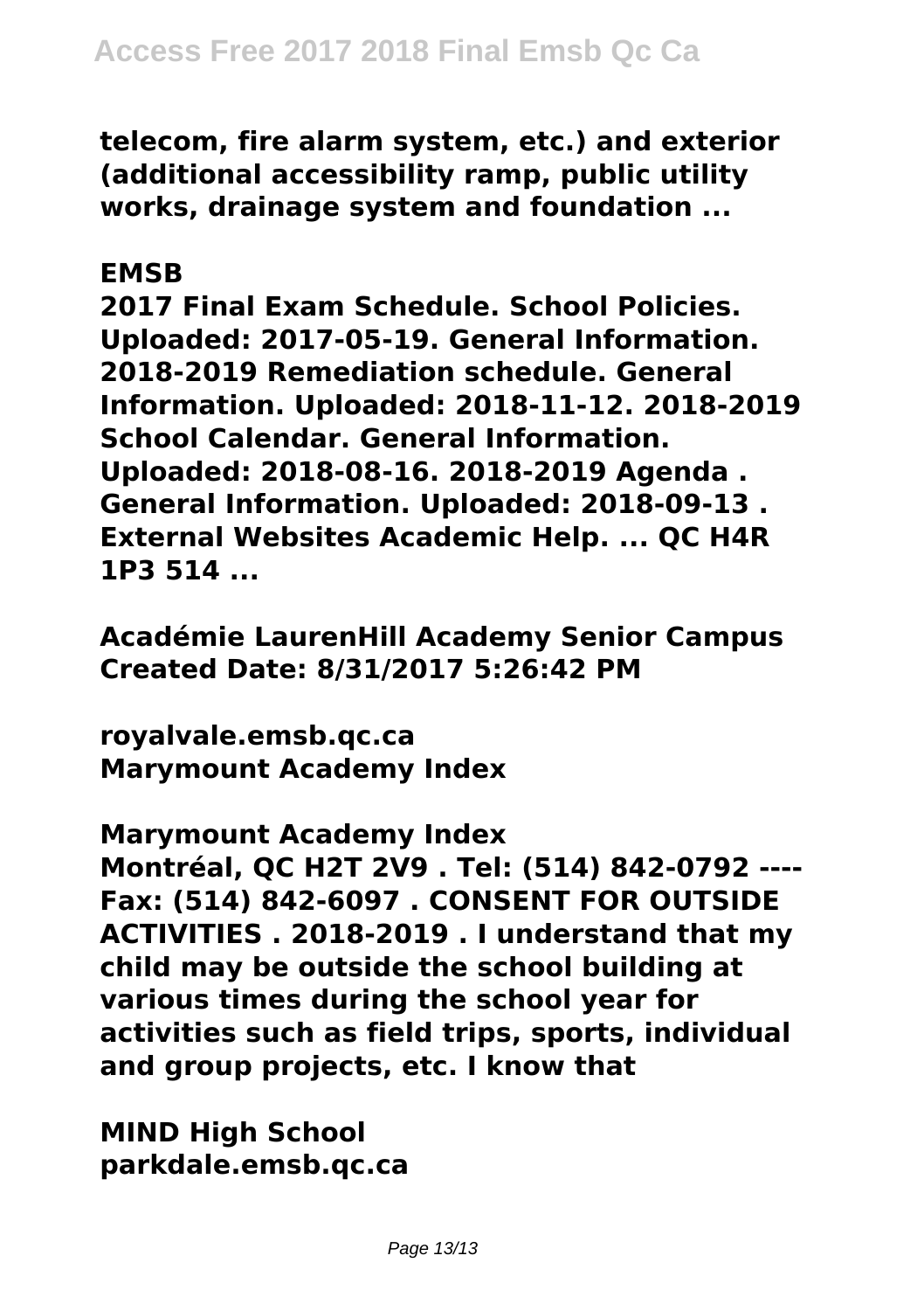**telecom, fire alarm system, etc.) and exterior (additional accessibility ramp, public utility works, drainage system and foundation ...**

**EMSB**

**2017 Final Exam Schedule. School Policies. Uploaded: 2017-05-19. General Information. 2018-2019 Remediation schedule. General Information. Uploaded: 2018-11-12. 2018-2019 School Calendar. General Information. Uploaded: 2018-08-16. 2018-2019 Agenda . General Information. Uploaded: 2018-09-13 . External Websites Academic Help. ... QC H4R 1P3 514 ...**

**Académie LaurenHill Academy Senior Campus**
**Created Date: 8/31/2017 5:26:42 PM**

**royalvale.emsb.qc.ca**
**Marymount Academy Index**

**Marymount Academy Index**
**Montréal, QC H2T 2V9 . Tel: (514) 842-0792 ---- Fax: (514) 842-6097 . CONSENT FOR OUTSIDE ACTIVITIES . 2018-2019 . I understand that my child may be outside the school building at various times during the school year for activities such as field trips, sports, individual and group projects, etc. I know that**

**MIND High School**
**parkdale.emsb.qc.ca**